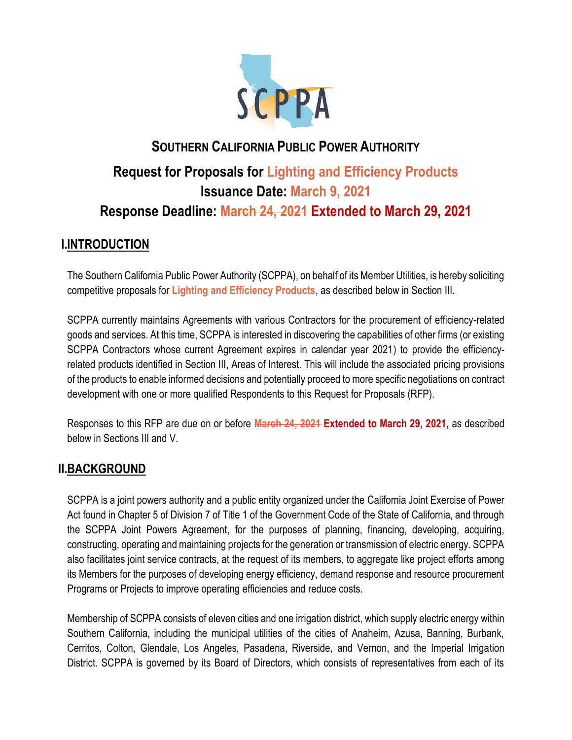# SOUTHERN CALIFORNIA PUBLIC POWER AUTHORITY

## Request for Proposals for Lighting and Efficiency Products
## Issuance Date: March 9, 2021
## Response Deadline: ~~March 24, 2021~~ Extended to March 29, 2021

## I. INTRODUCTION

The Southern California Public Power Authority (SCPPA), on behalf of its Member Utilities, is hereby soliciting competitive proposals for **Lighting and Efficiency Products**, as described below in Section III.

SCPPA currently maintains Agreements with various Contractors for the procurement of efficiency-related goods and services. At this time, SCPPA is interested in discovering the capabilities of other firms (or existing SCPPA Contractors whose current Agreement expires in calendar year 2021) to provide the efficiency-related products identified in Section III, Areas of Interest. This will include the associated pricing provisions of the products to enable informed decisions and potentially proceed to more specific negotiations on contract development with one or more qualified Respondents to this Request for Proposals (RFP).

Responses to this RFP are due on or before **~~March 24, 2021~~ Extended to March 29, 2021**, as described below in Sections III and V.

## II. BACKGROUND

SCPPA is a joint powers authority and a public entity organized under the California Joint Exercise of Power Act found in Chapter 5 of Division 7 of Title 1 of the Government Code of the State of California, and through the SCPPA Joint Powers Agreement, for the purposes of planning, financing, developing, acquiring, constructing, operating and maintaining projects for the generation or transmission of electric energy. SCPPA also facilitates joint service contracts, at the request of its members, to aggregate like project efforts among its Members for the purposes of developing energy efficiency, demand response and resource procurement Programs or Projects to improve operating efficiencies and reduce costs.

Membership of SCPPA consists of eleven cities and one irrigation district, which supply electric energy within Southern California, including the municipal utilities of the cities of Anaheim, Azusa, Banning, Burbank, Cerritos, Colton, Glendale, Los Angeles, Pasadena, Riverside, and Vernon, and the Imperial Irrigation District. SCPPA is governed by its Board of Directors, which consists of representatives from each of its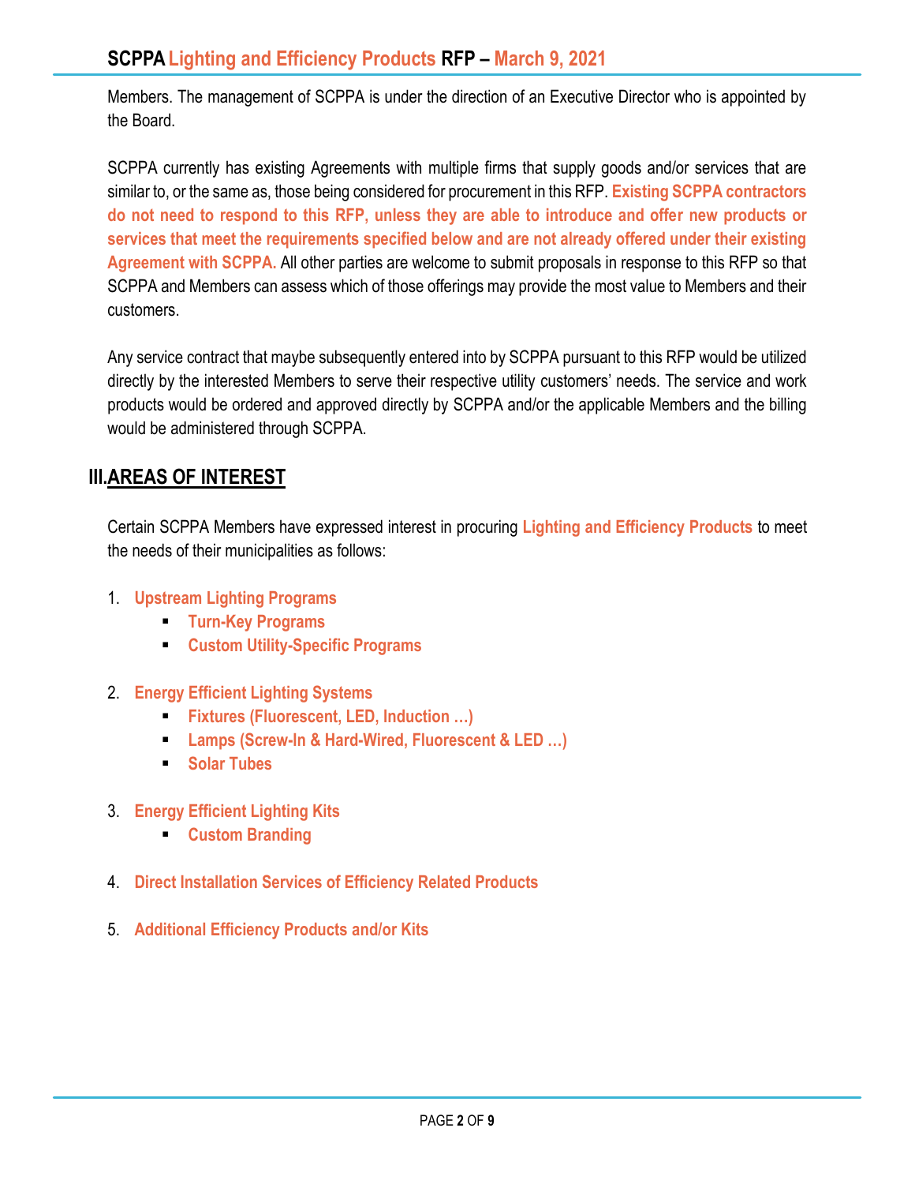Members. The management of SCPPA is under the direction of an Executive Director who is appointed by the Board.

SCPPA currently has existing Agreements with multiple firms that supply goods and/or services that are similar to, or the same as, those being considered for procurement in this RFP. **Existing SCPPA contractors do not need to respond to this RFP, unless they are able to introduce and offer new products or services that meet the requirements specified below and are not already offered under their existing Agreement with SCPPA.** All other parties are welcome to submit proposals in response to this RFP so that SCPPA and Members can assess which of those offerings may provide the most value to Members and their customers.

Any service contract that maybe subsequently entered into by SCPPA pursuant to this RFP would be utilized directly by the interested Members to serve their respective utility customers' needs. The service and work products would be ordered and approved directly by SCPPA and/or the applicable Members and the billing would be administered through SCPPA.

## III. AREAS OF INTEREST

Certain SCPPA Members have expressed interest in procuring **Lighting and Efficiency Products** to meet the needs of their municipalities as follows:

1. **Upstream Lighting Programs**
   - **Turn-Key Programs**
   - **Custom Utility-Specific Programs**

2. **Energy Efficient Lighting Systems**
   - **Fixtures (Fluorescent, LED, Induction …)**
   - **Lamps (Screw-In & Hard-Wired, Fluorescent & LED …)**
   - **Solar Tubes**

3. **Energy Efficient Lighting Kits**
   - **Custom Branding**

4. **Direct Installation Services of Efficiency Related Products**

5. **Additional Efficiency Products and/or Kits**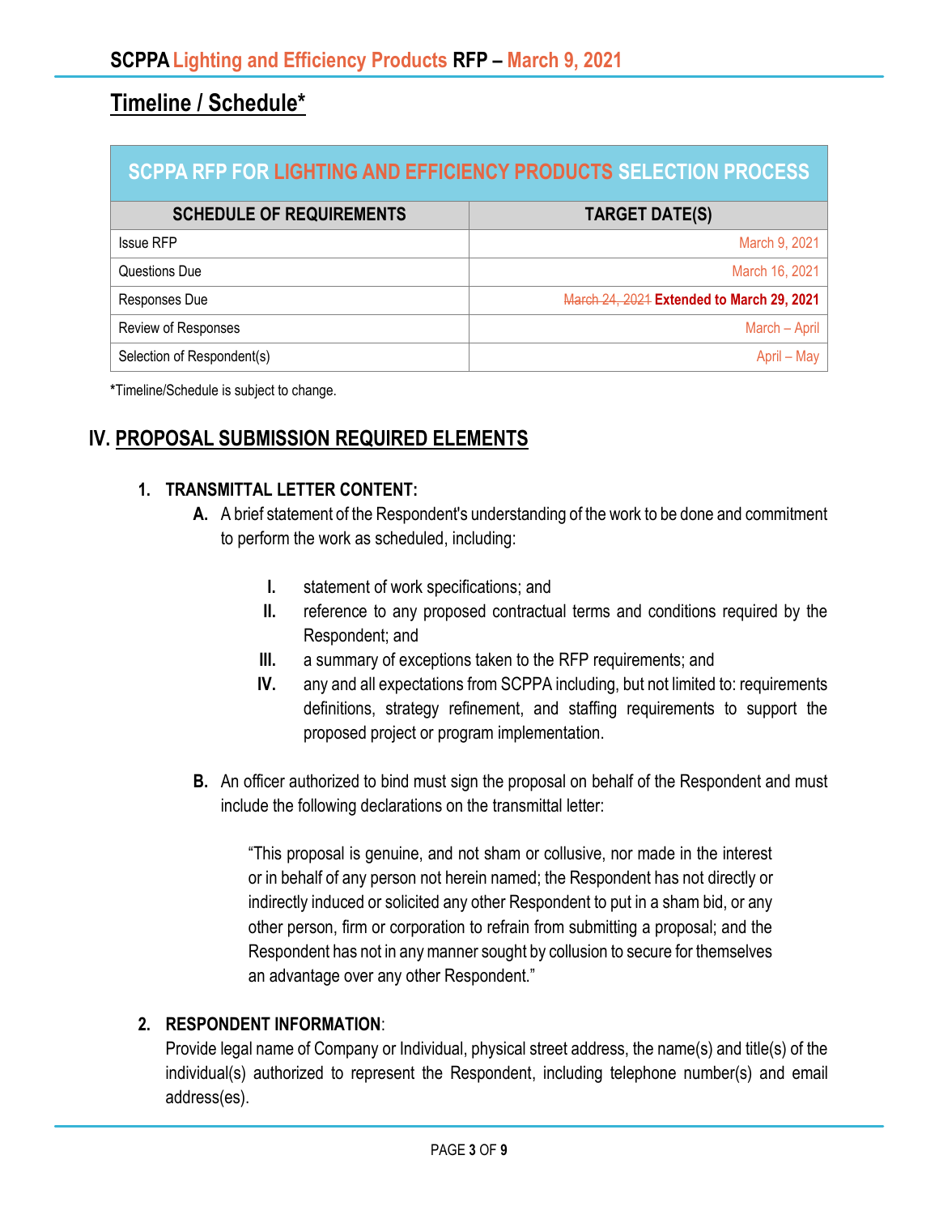## Timeline / Schedule*

| SCPPA RFP FOR LIGHTING AND EFFICIENCY PRODUCTS SELECTION PROCESS | |
|---|---|
| **SCHEDULE OF REQUIREMENTS** | **TARGET DATE(S)** |
| Issue RFP | March 9, 2021 |
| Questions Due | March 16, 2021 |
| Responses Due | ~~March 24, 2021~~ **Extended to March 29, 2021** |
| Review of Responses | March – April |
| Selection of Respondent(s) | April – May |

*Timeline/Schedule is subject to change.

## IV. PROPOSAL SUBMISSION REQUIRED ELEMENTS

### 1. TRANSMITTAL LETTER CONTENT:

**A.** A brief statement of the Respondent's understanding of the work to be done and commitment to perform the work as scheduled, including:

- **I.** statement of work specifications; and
- **II.** reference to any proposed contractual terms and conditions required by the Respondent; and
- **III.** a summary of exceptions taken to the RFP requirements; and
- **IV.** any and all expectations from SCPPA including, but not limited to: requirements definitions, strategy refinement, and staffing requirements to support the proposed project or program implementation.

**B.** An officer authorized to bind must sign the proposal on behalf of the Respondent and must include the following declarations on the transmittal letter:

> "This proposal is genuine, and not sham or collusive, nor made in the interest or in behalf of any person not herein named; the Respondent has not directly or indirectly induced or solicited any other Respondent to put in a sham bid, or any other person, firm or corporation to refrain from submitting a proposal; and the Respondent has not in any manner sought by collusion to secure for themselves an advantage over any other Respondent."

### 2. RESPONDENT INFORMATION:

Provide legal name of Company or Individual, physical street address, the name(s) and title(s) of the individual(s) authorized to represent the Respondent, including telephone number(s) and email address(es).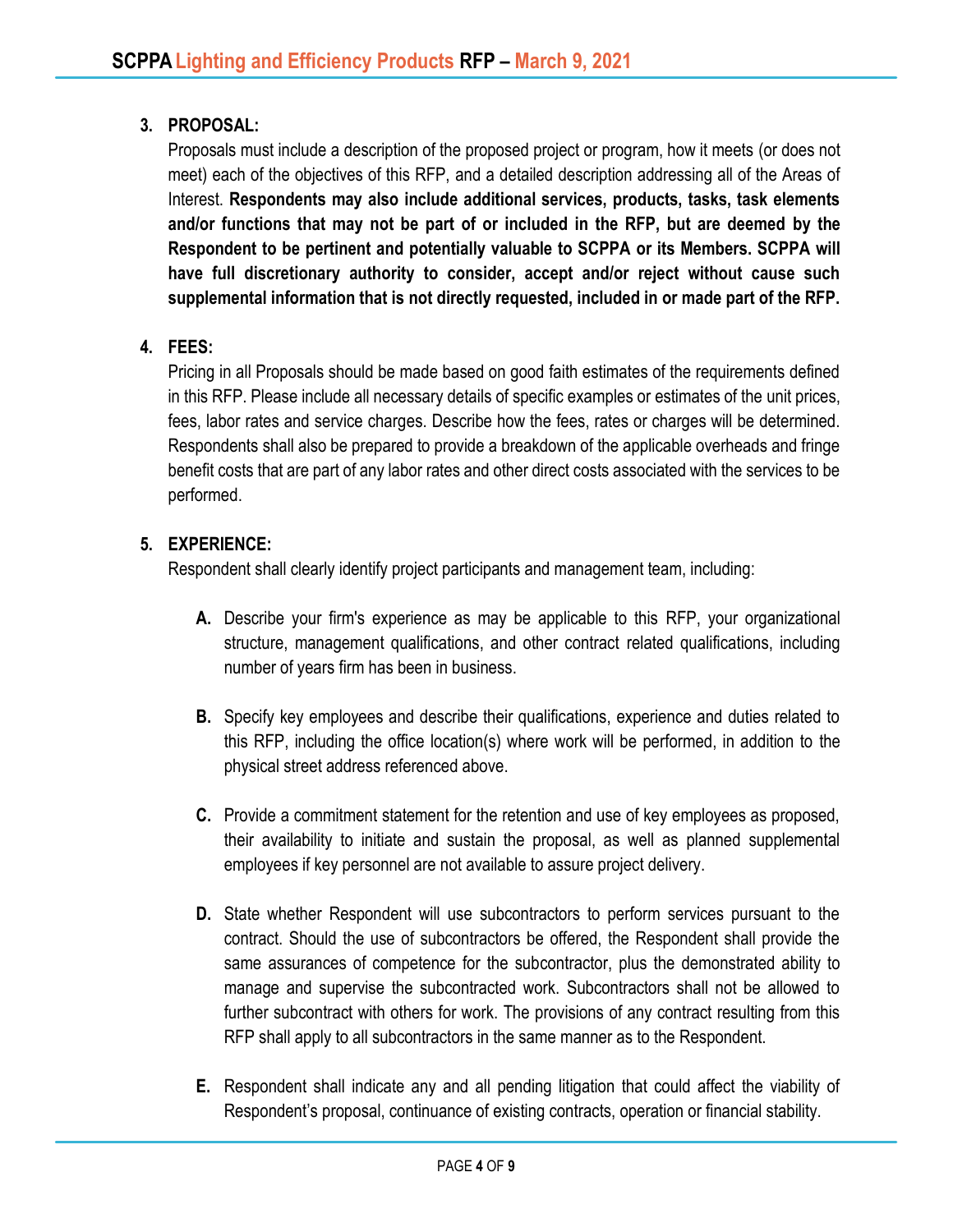3. **PROPOSAL:**

   Proposals must include a description of the proposed project or program, how it meets (or does not meet) each of the objectives of this RFP, and a detailed description addressing all of the Areas of Interest. **Respondents may also include additional services, products, tasks, task elements and/or functions that may not be part of or included in the RFP, but are deemed by the Respondent to be pertinent and potentially valuable to SCPPA or its Members. SCPPA will have full discretionary authority to consider, accept and/or reject without cause such supplemental information that is not directly requested, included in or made part of the RFP.**

4. **FEES:**

   Pricing in all Proposals should be made based on good faith estimates of the requirements defined in this RFP. Please include all necessary details of specific examples or estimates of the unit prices, fees, labor rates and service charges. Describe how the fees, rates or charges will be determined. Respondents shall also be prepared to provide a breakdown of the applicable overheads and fringe benefit costs that are part of any labor rates and other direct costs associated with the services to be performed.

5. **EXPERIENCE:**

   Respondent shall clearly identify project participants and management team, including:

   **A.** Describe your firm's experience as may be applicable to this RFP, your organizational structure, management qualifications, and other contract related qualifications, including number of years firm has been in business.

   **B.** Specify key employees and describe their qualifications, experience and duties related to this RFP, including the office location(s) where work will be performed, in addition to the physical street address referenced above.

   **C.** Provide a commitment statement for the retention and use of key employees as proposed, their availability to initiate and sustain the proposal, as well as planned supplemental employees if key personnel are not available to assure project delivery.

   **D.** State whether Respondent will use subcontractors to perform services pursuant to the contract. Should the use of subcontractors be offered, the Respondent shall provide the same assurances of competence for the subcontractor, plus the demonstrated ability to manage and supervise the subcontracted work. Subcontractors shall not be allowed to further subcontract with others for work. The provisions of any contract resulting from this RFP shall apply to all subcontractors in the same manner as to the Respondent.

   **E.** Respondent shall indicate any and all pending litigation that could affect the viability of Respondent's proposal, continuance of existing contracts, operation or financial stability.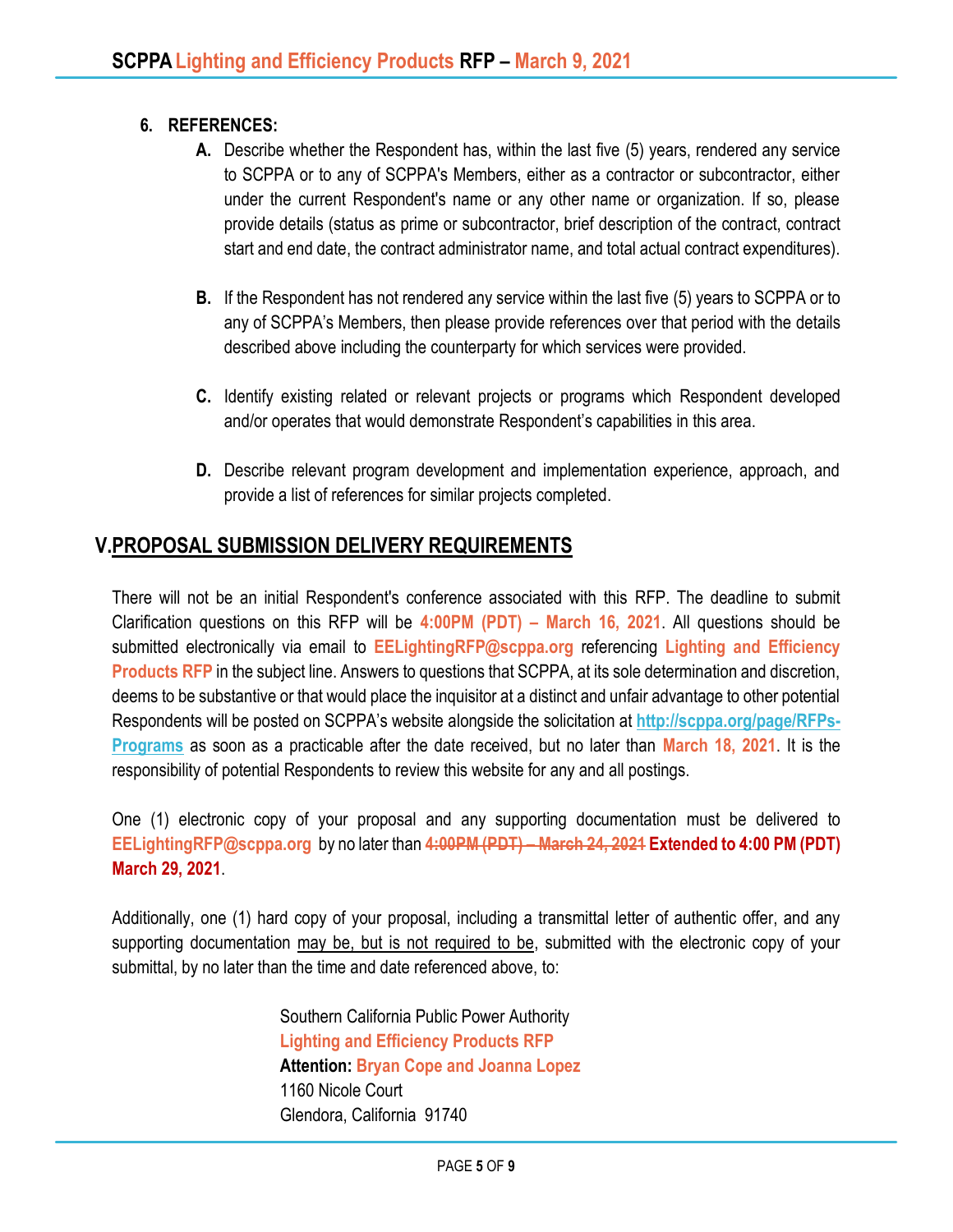### 6. REFERENCES:

**A.** Describe whether the Respondent has, within the last five (5) years, rendered any service to SCPPA or to any of SCPPA's Members, either as a contractor or subcontractor, either under the current Respondent's name or any other name or organization. If so, please provide details (status as prime or subcontractor, brief description of the contract, contract start and end date, the contract administrator name, and total actual contract expenditures).

**B.** If the Respondent has not rendered any service within the last five (5) years to SCPPA or to any of SCPPA's Members, then please provide references over that period with the details described above including the counterparty for which services were provided.

**C.** Identify existing related or relevant projects or programs which Respondent developed and/or operates that would demonstrate Respondent's capabilities in this area.

**D.** Describe relevant program development and implementation experience, approach, and provide a list of references for similar projects completed.

## V. PROPOSAL SUBMISSION DELIVERY REQUIREMENTS

There will not be an initial Respondent's conference associated with this RFP. The deadline to submit Clarification questions on this RFP will be **4:00PM (PDT) – March 16, 2021**. All questions should be submitted electronically via email to **EELightingRFP@scppa.org** referencing **Lighting and Efficiency Products RFP** in the subject line. Answers to questions that SCPPA, at its sole determination and discretion, deems to be substantive or that would place the inquisitor at a distinct and unfair advantage to other potential Respondents will be posted on SCPPA's website alongside the solicitation at **http://scppa.org/page/RFPs-Programs** as soon as a practicable after the date received, but no later than **March 18, 2021**. It is the responsibility of potential Respondents to review this website for any and all postings.

One (1) electronic copy of your proposal and any supporting documentation must be delivered to **EELightingRFP@scppa.org** by no later than ~~**4:00PM (PDT) – March 24, 2021**~~ **Extended to 4:00 PM (PDT) March 29, 2021**.

Additionally, one (1) hard copy of your proposal, including a transmittal letter of authentic offer, and any supporting documentation may be, but is not required to be, submitted with the electronic copy of your submittal, by no later than the time and date referenced above, to:

Southern California Public Power Authority
**Lighting and Efficiency Products RFP**
**Attention: Bryan Cope and Joanna Lopez**
1160 Nicole Court
Glendora, California 91740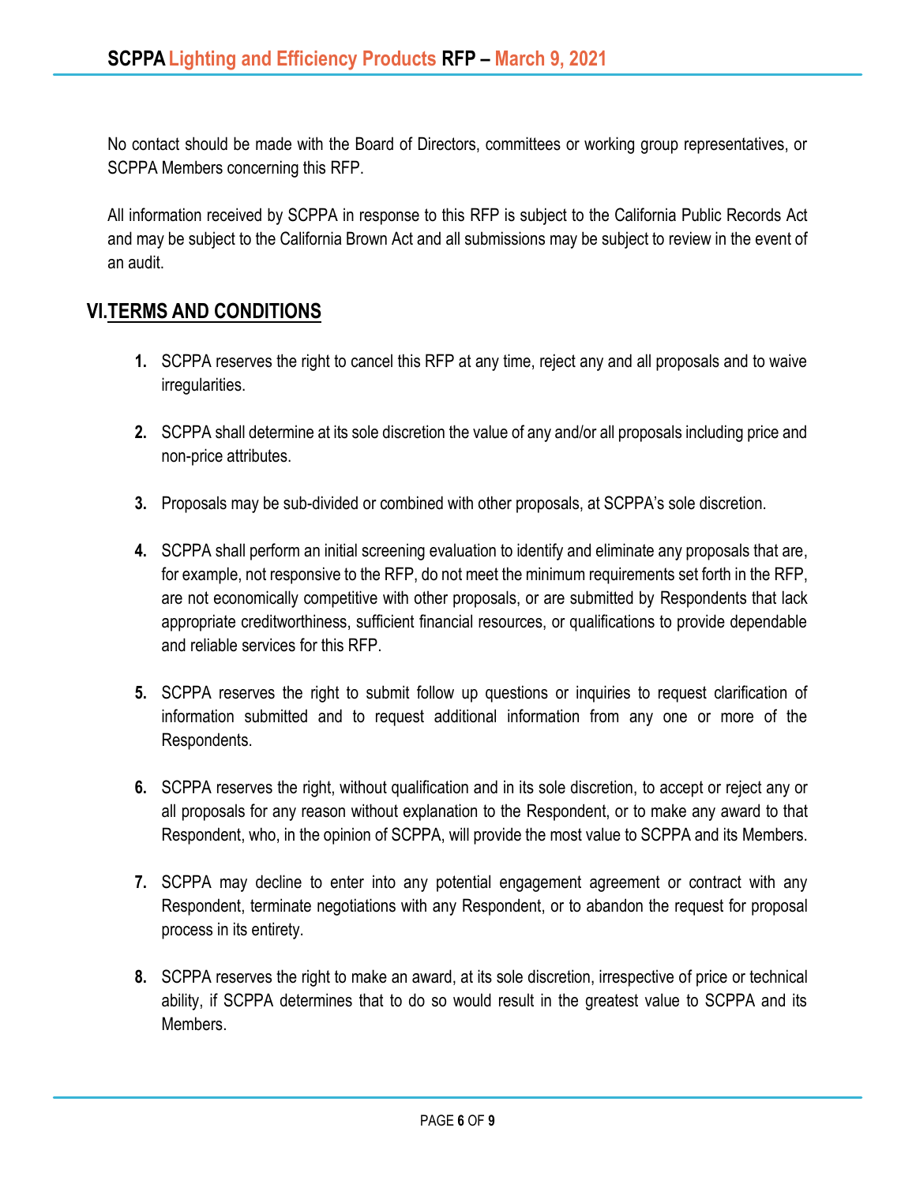No contact should be made with the Board of Directors, committees or working group representatives, or SCPPA Members concerning this RFP.

All information received by SCPPA in response to this RFP is subject to the California Public Records Act and may be subject to the California Brown Act and all submissions may be subject to review in the event of an audit.

## VI. TERMS AND CONDITIONS

1. SCPPA reserves the right to cancel this RFP at any time, reject any and all proposals and to waive irregularities.

2. SCPPA shall determine at its sole discretion the value of any and/or all proposals including price and non-price attributes.

3. Proposals may be sub-divided or combined with other proposals, at SCPPA's sole discretion.

4. SCPPA shall perform an initial screening evaluation to identify and eliminate any proposals that are, for example, not responsive to the RFP, do not meet the minimum requirements set forth in the RFP, are not economically competitive with other proposals, or are submitted by Respondents that lack appropriate creditworthiness, sufficient financial resources, or qualifications to provide dependable and reliable services for this RFP.

5. SCPPA reserves the right to submit follow up questions or inquiries to request clarification of information submitted and to request additional information from any one or more of the Respondents.

6. SCPPA reserves the right, without qualification and in its sole discretion, to accept or reject any or all proposals for any reason without explanation to the Respondent, or to make any award to that Respondent, who, in the opinion of SCPPA, will provide the most value to SCPPA and its Members.

7. SCPPA may decline to enter into any potential engagement agreement or contract with any Respondent, terminate negotiations with any Respondent, or to abandon the request for proposal process in its entirety.

8. SCPPA reserves the right to make an award, at its sole discretion, irrespective of price or technical ability, if SCPPA determines that to do so would result in the greatest value to SCPPA and its Members.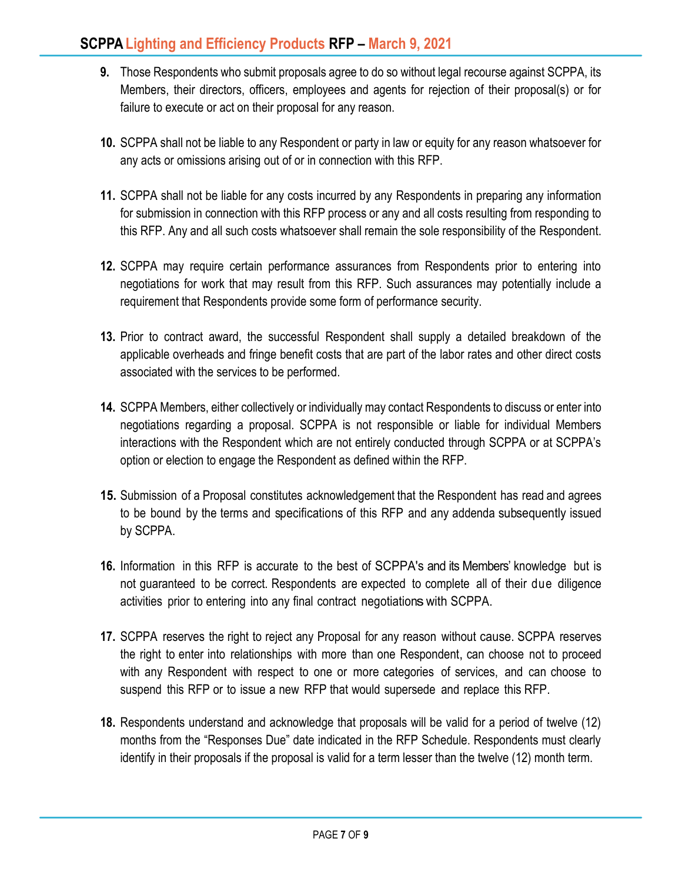9. Those Respondents who submit proposals agree to do so without legal recourse against SCPPA, its Members, their directors, officers, employees and agents for rejection of their proposal(s) or for failure to execute or act on their proposal for any reason.

10. SCPPA shall not be liable to any Respondent or party in law or equity for any reason whatsoever for any acts or omissions arising out of or in connection with this RFP.

11. SCPPA shall not be liable for any costs incurred by any Respondents in preparing any information for submission in connection with this RFP process or any and all costs resulting from responding to this RFP. Any and all such costs whatsoever shall remain the sole responsibility of the Respondent.

12. SCPPA may require certain performance assurances from Respondents prior to entering into negotiations for work that may result from this RFP. Such assurances may potentially include a requirement that Respondents provide some form of performance security.

13. Prior to contract award, the successful Respondent shall supply a detailed breakdown of the applicable overheads and fringe benefit costs that are part of the labor rates and other direct costs associated with the services to be performed.

14. SCPPA Members, either collectively or individually may contact Respondents to discuss or enter into negotiations regarding a proposal. SCPPA is not responsible or liable for individual Members interactions with the Respondent which are not entirely conducted through SCPPA or at SCPPA's option or election to engage the Respondent as defined within the RFP.

15. Submission of a Proposal constitutes acknowledgement that the Respondent has read and agrees to be bound by the terms and specifications of this RFP and any addenda subsequently issued by SCPPA.

16. Information in this RFP is accurate to the best of SCPPA's and its Members' knowledge but is not guaranteed to be correct. Respondents are expected to complete all of their due diligence activities prior to entering into any final contract negotiations with SCPPA.

17. SCPPA reserves the right to reject any Proposal for any reason without cause. SCPPA reserves the right to enter into relationships with more than one Respondent, can choose not to proceed with any Respondent with respect to one or more categories of services, and can choose to suspend this RFP or to issue a new RFP that would supersede and replace this RFP.

18. Respondents understand and acknowledge that proposals will be valid for a period of twelve (12) months from the "Responses Due" date indicated in the RFP Schedule. Respondents must clearly identify in their proposals if the proposal is valid for a term lesser than the twelve (12) month term.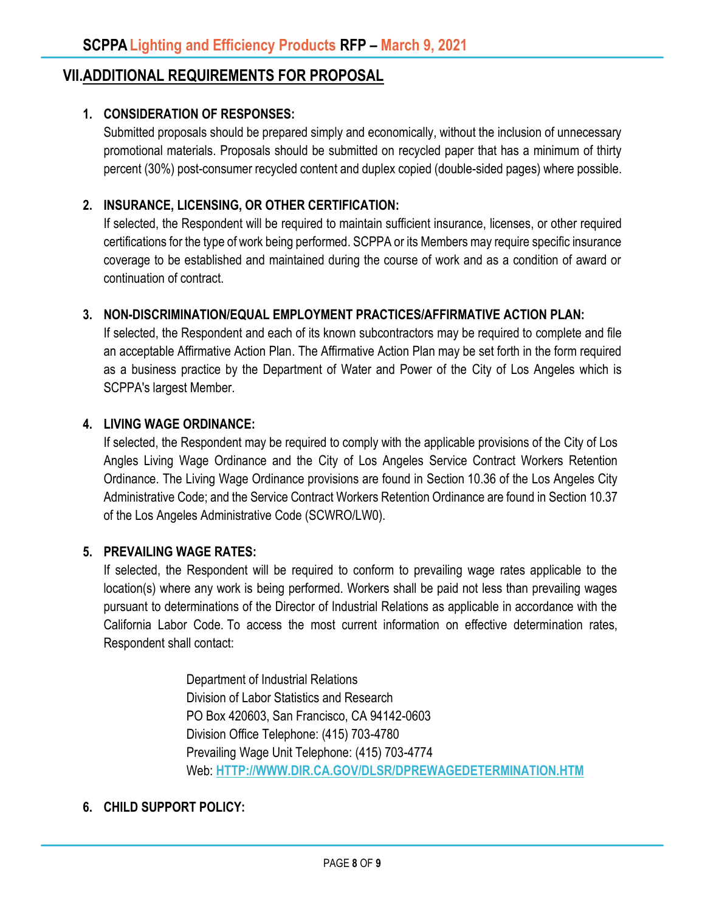## VII. ADDITIONAL REQUIREMENTS FOR PROPOSAL

1. **CONSIDERATION OF RESPONSES:**
   Submitted proposals should be prepared simply and economically, without the inclusion of unnecessary promotional materials. Proposals should be submitted on recycled paper that has a minimum of thirty percent (30%) post-consumer recycled content and duplex copied (double-sided pages) where possible.

2. **INSURANCE, LICENSING, OR OTHER CERTIFICATION:**
   If selected, the Respondent will be required to maintain sufficient insurance, licenses, or other required certifications for the type of work being performed. SCPPA or its Members may require specific insurance coverage to be established and maintained during the course of work and as a condition of award or continuation of contract.

3. **NON-DISCRIMINATION/EQUAL EMPLOYMENT PRACTICES/AFFIRMATIVE ACTION PLAN:**
   If selected, the Respondent and each of its known subcontractors may be required to complete and file an acceptable Affirmative Action Plan. The Affirmative Action Plan may be set forth in the form required as a business practice by the Department of Water and Power of the City of Los Angeles which is SCPPA's largest Member.

4. **LIVING WAGE ORDINANCE:**
   If selected, the Respondent may be required to comply with the applicable provisions of the City of Los Angles Living Wage Ordinance and the City of Los Angeles Service Contract Workers Retention Ordinance. The Living Wage Ordinance provisions are found in Section 10.36 of the Los Angeles City Administrative Code; and the Service Contract Workers Retention Ordinance are found in Section 10.37 of the Los Angeles Administrative Code (SCWRO/LW0).

5. **PREVAILING WAGE RATES:**
   If selected, the Respondent will be required to conform to prevailing wage rates applicable to the location(s) where any work is being performed. Workers shall be paid not less than prevailing wages pursuant to determinations of the Director of Industrial Relations as applicable in accordance with the California Labor Code. To access the most current information on effective determination rates, Respondent shall contact:

   Department of Industrial Relations
   Division of Labor Statistics and Research
   PO Box 420603, San Francisco, CA 94142-0603
   Division Office Telephone: (415) 703-4780
   Prevailing Wage Unit Telephone: (415) 703-4774
   Web: **HTTP://WWW.DIR.CA.GOV/DLSR/DPREWAGEDETERMINATION.HTM**

6. **CHILD SUPPORT POLICY:**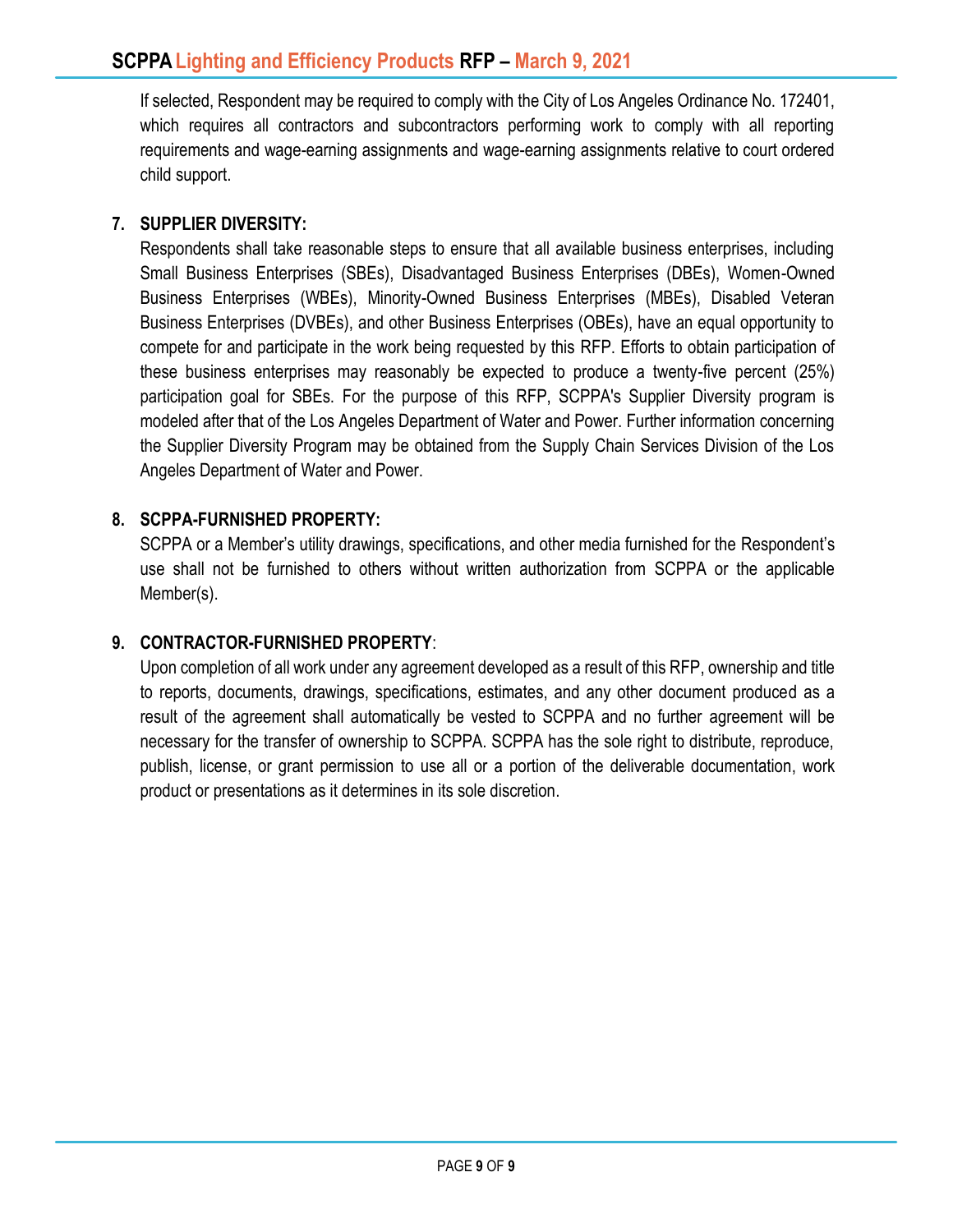If selected, Respondent may be required to comply with the City of Los Angeles Ordinance No. 172401, which requires all contractors and subcontractors performing work to comply with all reporting requirements and wage-earning assignments and wage-earning assignments relative to court ordered child support.

7. **SUPPLIER DIVERSITY:**
Respondents shall take reasonable steps to ensure that all available business enterprises, including Small Business Enterprises (SBEs), Disadvantaged Business Enterprises (DBEs), Women-Owned Business Enterprises (WBEs), Minority-Owned Business Enterprises (MBEs), Disabled Veteran Business Enterprises (DVBEs), and other Business Enterprises (OBEs), have an equal opportunity to compete for and participate in the work being requested by this RFP. Efforts to obtain participation of these business enterprises may reasonably be expected to produce a twenty-five percent (25%) participation goal for SBEs. For the purpose of this RFP, SCPPA's Supplier Diversity program is modeled after that of the Los Angeles Department of Water and Power. Further information concerning the Supplier Diversity Program may be obtained from the Supply Chain Services Division of the Los Angeles Department of Water and Power.

8. **SCPPA-FURNISHED PROPERTY:**
SCPPA or a Member's utility drawings, specifications, and other media furnished for the Respondent's use shall not be furnished to others without written authorization from SCPPA or the applicable Member(s).

9. **CONTRACTOR-FURNISHED PROPERTY**:
Upon completion of all work under any agreement developed as a result of this RFP, ownership and title to reports, documents, drawings, specifications, estimates, and any other document produced as a result of the agreement shall automatically be vested to SCPPA and no further agreement will be necessary for the transfer of ownership to SCPPA. SCPPA has the sole right to distribute, reproduce, publish, license, or grant permission to use all or a portion of the deliverable documentation, work product or presentations as it determines in its sole discretion.